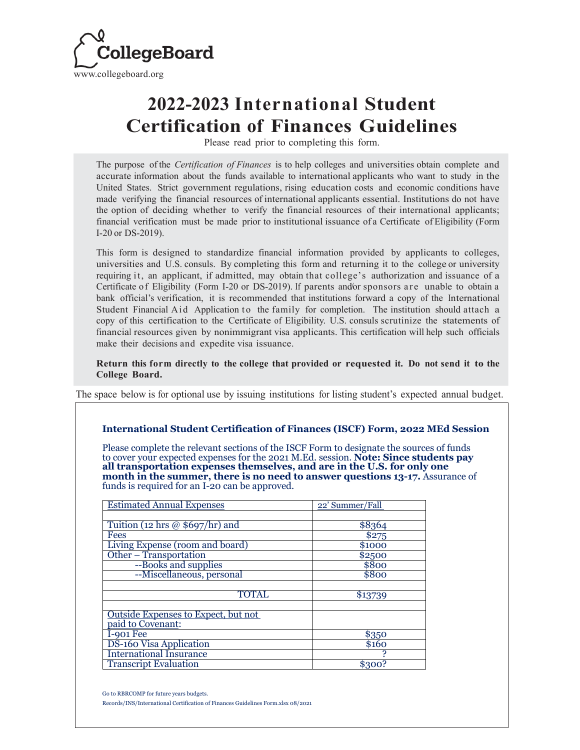CollegeBoard

www.collegeboard.org

# 2022-2023 International Student Certification of Finances Guidelines

Please read prior to completing this form.

The purpose of the *Certification of Finances* is to help colleges and universities obtain complete and accurate information about the funds available to international applicants who want to study in the United States. Strict government regulations, rising education costs and economic conditions have made verifying the financial resources of international applicants essential. Institutions do not have the option of deciding whether to verify the financial resources of their international applicants; financial verification must be made prior to institutional issuance of a Certificate of Eligibility (Form I-20 or DS-2019).

This form is designed to standardize financial information provided by applicants to colleges, universities and U.S. consuls. By completing this form and returning it to the college or university requiring it, an applicant, if admitted, may obtain that college's authorization and issuance of a Certificate of Eligibility (Form I-20 or DS-2019). If parents and/or sponsors are unable to obtain a bank official's verification, it is recommended that institutions forward a copy of the International Student Financial Aid Application to the family for completion. The institution should attach a copy of this certification to the Certificate of Eligibility. U.S. consuls scrutinize the statements of financial resources given by nonimmigrant visa applicants. This certification will help such officials make their decisions and expedite visa issuance.

**Return this form directly to the college that provided or requested it. Do not send it to the College Board.**

The space below is for optional use by issuing institutions for listing student's expected annual budget.

**International Student Certification of Finances (ISCF) Form, 2022 MEd Session**

Please complete the relevant sections of the ISCF Form to designate the sources of funds to cover your expected expenses for the 2021 M.Ed. session. **Note: Since students pay all transportation expenses themselves, and are in the U.S. for only one month in the summer, there is no need to answer questions 13-17.** Assurance of funds is required for an I-20 can be approved.

| Estimated Annual Expenses | 22' Summer/Fall |
|---|---|
| | |
| Tuition (12 hrs @ $697/hr) and | $8364 |
| Fees | $275 |
| Living Expense (room and board) | $1000 |
| Other – Transportation | $2500 |
| --Books and supplies | $800 |
| --Miscellaneous, personal | $800 |
| | |
| TOTAL | $13739 |
| | |
| Outside Expenses to Expect, but not paid to Covenant: | |
| I-901 Fee | $350 |
| DS-160 Visa Application | $160 |
| International Insurance | ? |
| Transcript Evaluation | $300? |

Go to RBRCOMP for future years budgets.

Records/INS/International Certification of Finances Guidelines Form.xlsx 08/2021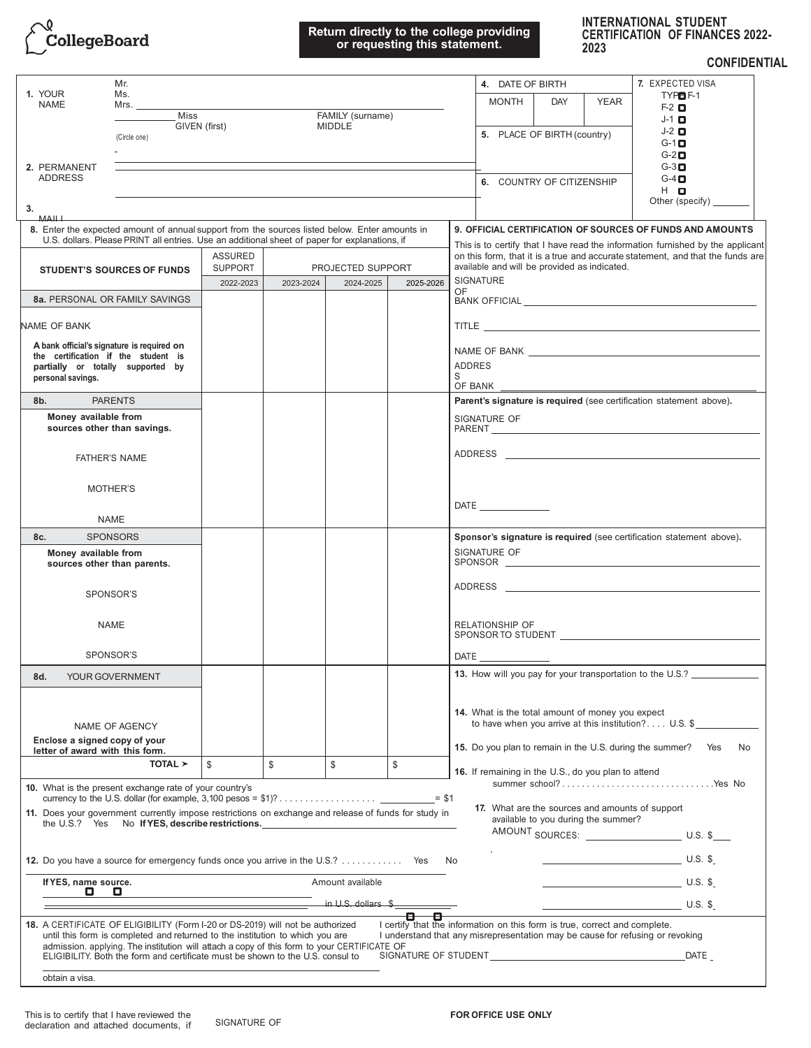CollegeBoard

**Return directly to the college providing or requesting this statement.**

# INTERNATIONAL STUDENT CERTIFICATION OF FINANCES 2022-2023

**CONFIDENTIAL**

**1.** YOUR NAME — Mr. / Ms. / Mrs. / Miss (Circle one) ______ GIVEN (first) ______ MIDDLE ______ FAMILY (surname)

**2.** PERMANENT ADDRESS ______

**3.** MAIL! ______

**4.** DATE OF BIRTH — MONTH | DAY | YEAR

**5.** PLACE OF BIRTH (country) ______

**6.** COUNTRY OF CITIZENSHIP ______

**7.** EXPECTED VISA TYPE
- ☐ F-1
- ☐ F-2
- ☐ J-1
- ☐ J-2
- ☐ G-1
- ☐ G-2
- ☐ G-3
- ☐ G-4
- ☐ H
- Other (specify) ______

**8.** Enter the expected amount of annual support from the sources listed below. Enter amounts in U.S. dollars. Please PRINT all entries. Use an additional sheet of paper for explanations, if

| STUDENT'S SOURCES OF FUNDS | ASSURED SUPPORT | PROJECTED SUPPORT | | |
|---|---|---|---|---|
| | 2022-2023 | 2023-2024 | 2024-2025 | 2025-2026 |
| **8a.** PERSONAL OR FAMILY SAVINGS<br>NAME OF BANK<br>**A bank official's signature is required on the certification if the student is partially or totally supported by personal savings.** | | | | |
| **8b.** PARENTS<br>**Money available from sources other than savings.**<br>FATHER'S NAME<br>MOTHER'S NAME | | | | |
| **8c.** SPONSORS<br>**Money available from sources other than parents.**<br>SPONSOR'S NAME<br>SPONSOR'S | | | | |
| **8d.** YOUR GOVERNMENT<br>NAME OF AGENCY<br>**Enclose a signed copy of your letter of award with this form.** | | | | |
| **TOTAL ➤** | $ | $ | $ | $ |

**9. OFFICIAL CERTIFICATION OF SOURCES OF FUNDS AND AMOUNTS**

This is to certify that I have read the information furnished by the applicant on this form, that it is a true and accurate statement, and that the funds are available and will be provided as indicated.

SIGNATURE OF BANK OFFICIAL ______

TITLE ______

NAME OF BANK ______

ADDRESS OF BANK ______

**Parent's signature is required** (see certification statement above).

SIGNATURE OF PARENT ______

ADDRESS ______

DATE ______

**Sponsor's signature is required** (see certification statement above).

SIGNATURE OF SPONSOR ______

ADDRESS ______

RELATIONSHIP OF SPONSOR TO STUDENT ______

DATE ______

**10.** What is the present exchange rate of your country's currency to the U.S. dollar (for example, 3,100 pesos = $1)? . . . . . . . . . . . . . . . . . . ______ = $1

**11.** Does your government currently impose restrictions on exchange and release of funds for study in the U.S.? Yes No **If YES, describe restrictions.** ______

**12.** Do you have a source for emergency funds once you arrive in the U.S.? . . . . . . . . . . . . Yes No

**If YES, name source.** ______ Amount available in U.S. dollars $ ______

**13.** How will you pay for your transportation to the U.S.? ______

**14.** What is the total amount of money you expect to have when you arrive at this institution? . . . . U.S. $ ______

**15.** Do you plan to remain in the U.S. during the summer? Yes No

**16.** If remaining in the U.S., do you plan to attend summer school? . . . . . . . . . . . . . . . . . . . . . . . . . . . . . . Yes No

**17.** What are the sources and amounts of support available to you during the summer?

AMOUNT SOURCES: ______ U.S. $ ______

______ U.S. $ ______

______ U.S. $ ______

______ U.S. $ ______

**18.** A CERTIFICATE OF ELIGIBILITY (Form I-20 or DS-2019) will not be authorized until this form is completed and returned to the institution to which you are admission. applying. The institution will attach a copy of this form to your CERTIFICATE OF ELIGIBILITY. Both the form and certificate must be shown to the U.S. consul to obtain a visa.

I certify that the information on this form is true, correct and complete. I understand that any misrepresentation may be cause for refusing or revoking

SIGNATURE OF STUDENT ______ DATE ______

This is to certify that I have reviewed the declaration and attached documents, if

SIGNATURE OF

**FOR OFFICE USE ONLY**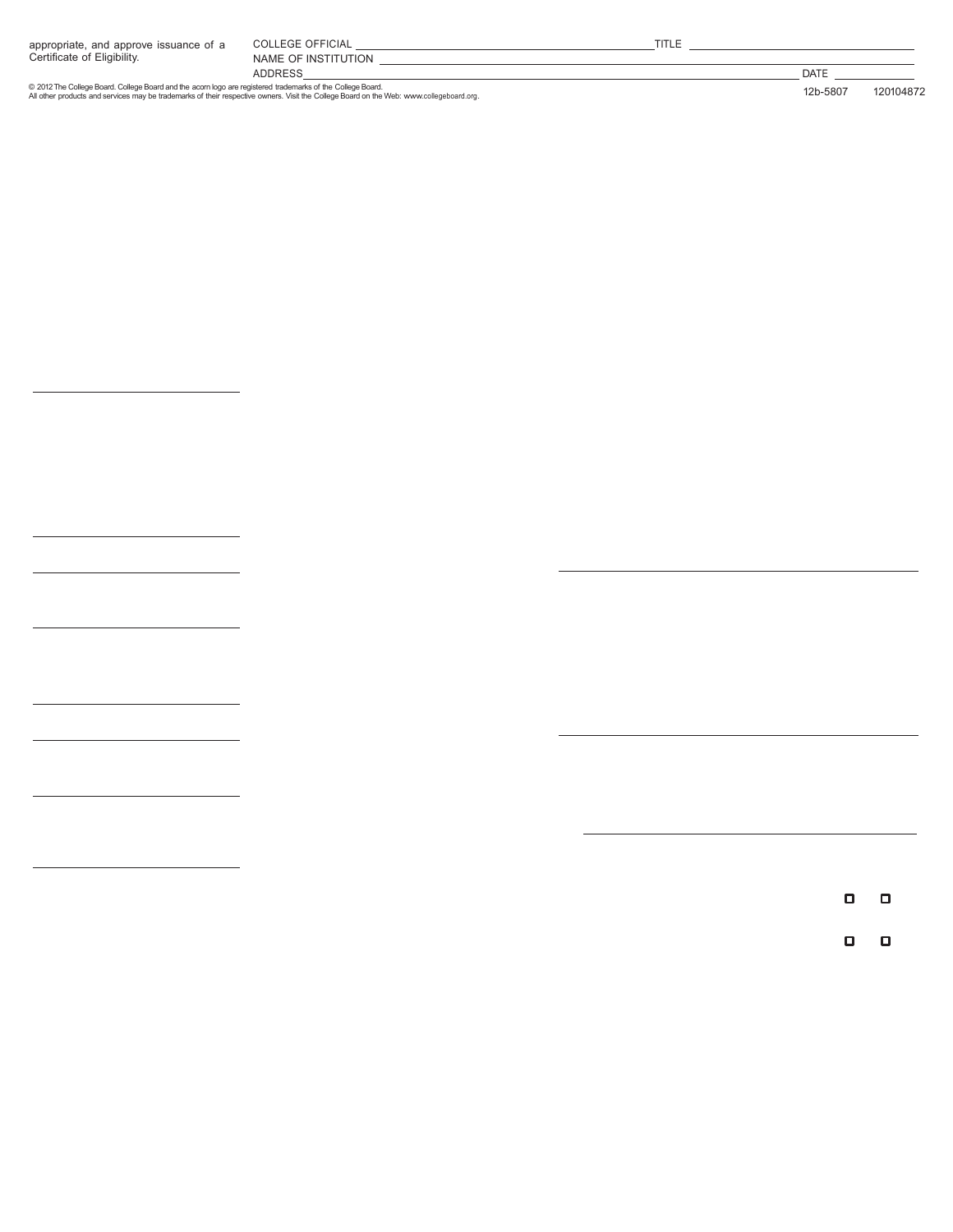appropriate, and approve issuance of a Certificate of Eligibility.

COLLEGE OFFICIAL ______________________ TITLE ______________________

NAME OF INSTITUTION ______________________

ADDRESS ______________________ DATE ______________________

© 2012 The College Board. College Board and the acorn logo are registered trademarks of the College Board.
All other products and services may be trademarks of their respective owners. Visit the College Board on the Web: www.collegeboard.org.

12b-5807 120104872